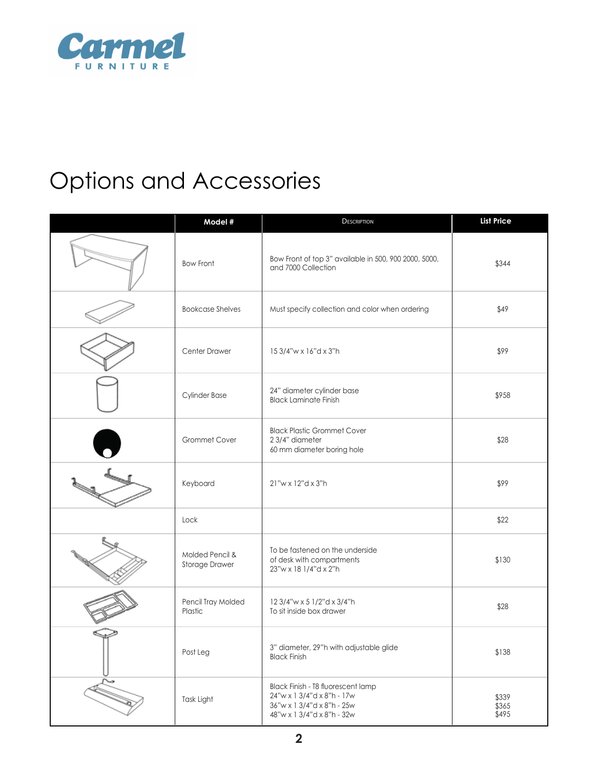# Options and Accessories

| | Model # | Description | List Price |
|---|---|---|---|
| | Bow Front | Bow Front of top 3" available in 500, 900 2000, 5000, and 7000 Collection | $344 |
| | Bookcase Shelves | Must specify collection and color when ordering | $49 |
| | Center Drawer | 15 3/4"w x 16"d x 3"h | $99 |
| | Cylinder Base | 24" diameter cylinder base<br>Black Laminate Finish | $958 |
| | Grommet Cover | Black Plastic Grommet Cover<br>2 3/4" diameter<br>60 mm diameter boring hole | $28 |
| | Keyboard | 21"w x 12"d x 3"h | $99 |
| | Lock | | $22 |
| | Molded Pencil & Storage Drawer | To be fastened on the underside of desk with compartments<br>23"w x 18 1/4"d x 2"h | $130 |
| | Pencil Tray Molded Plastic | 12 3/4"w x 5 1/2"d x 3/4"h<br>To sit inside box drawer | $28 |
| | Post Leg | 3" diameter, 29"h with adjustable glide<br>Black Finish | $138 |
| | Task Light | Black Finish - T8 fluorescent lamp<br>24"w x 1 3/4"d x 8"h - 17w<br>36"w x 1 3/4"d x 8"h - 25w<br>48"w x 1 3/4"d x 8"h - 32w | $339<br>$365<br>$495 |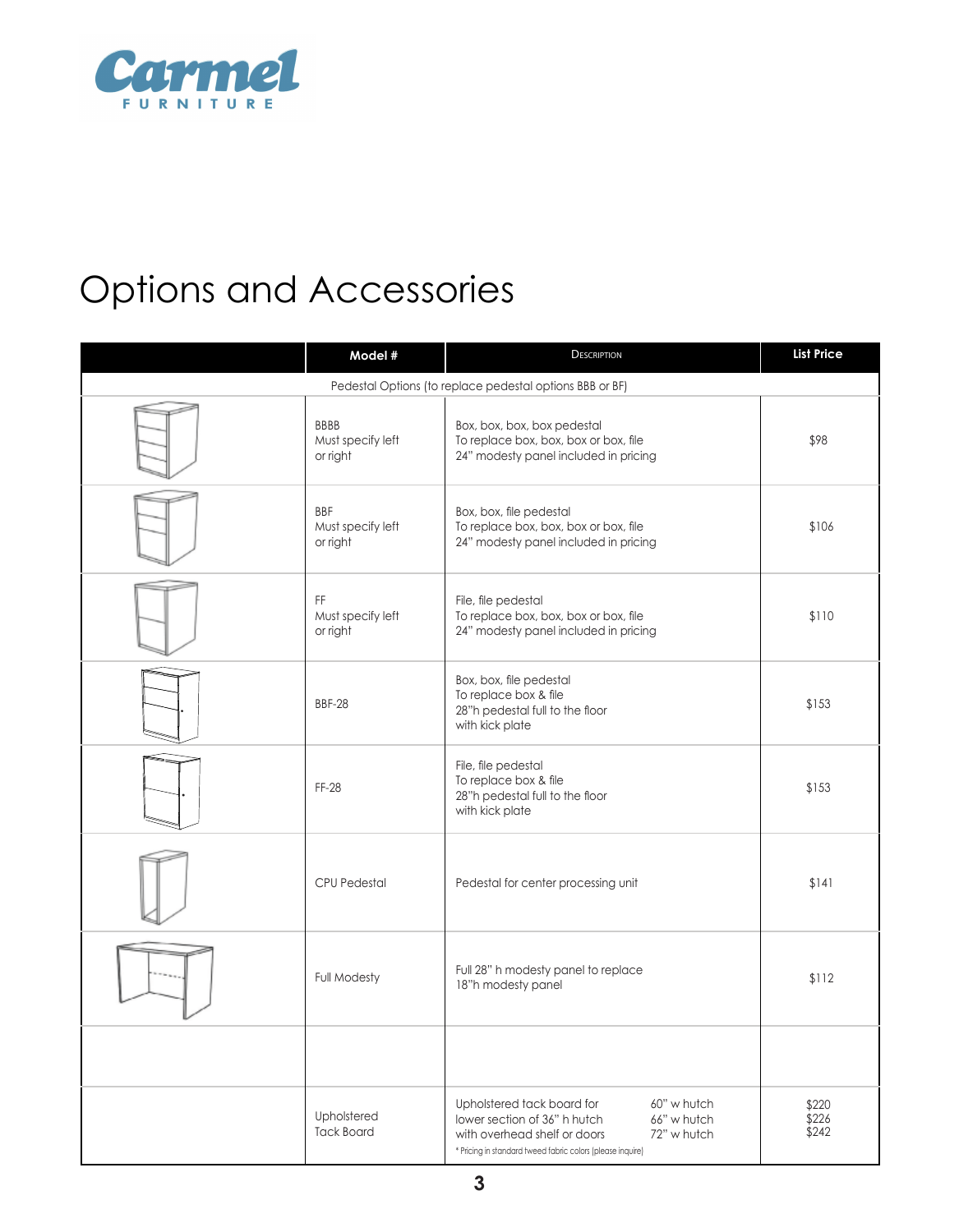# Options and Accessories

| | Model # | Description | List Price |
|---|---|---|---|
| | | Pedestal Options (to replace pedestal options BBB or BF) | |
| | BBBB Must specify left or right | Box, box, box, box pedestal To replace box, box, box or box, file 24" modesty panel included in pricing | $98 |
| | BBF Must specify left or right | Box, box, file pedestal To replace box, box, box or box, file 24" modesty panel included in pricing | $106 |
| | FF Must specify left or right | File, file pedestal To replace box, box, box or box, file 24" modesty panel included in pricing | $110 |
| | BBF-28 | Box, box, file pedestal To replace box & file 28"h pedestal full to the floor with kick plate | $153 |
| | FF-28 | File, file pedestal To replace box & file 28"h pedestal full to the floor with kick plate | $153 |
| | CPU Pedestal | Pedestal for center processing unit | $141 |
| | Full Modesty | Full 28" h modesty panel to replace 18"h modesty panel | $112 |
| | | | |
| | Upholstered Tack Board | Upholstered tack board for lower section of 36" h hutch with overhead shelf or doors — 60" w hutch / 66" w hutch / 72" w hutch * Pricing in standard tweed fabric colors (please inquire) | $220 / $226 / $242 |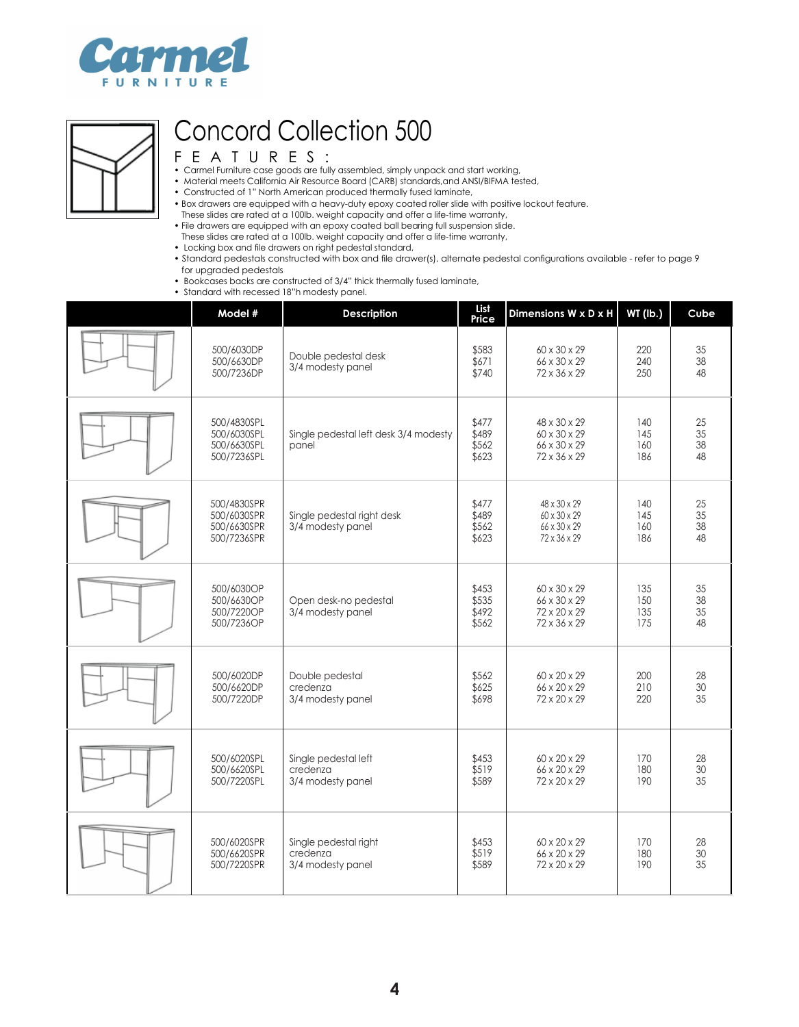Carmel FURNITURE

# Concord Collection 500

## FEATURES:

- Carmel Furniture case goods are fully assembled, simply unpack and start working,
- Material meets California Air Resource Board (CARB) standards,and ANSI/BIFMA tested,
- Constructed of 1" North American produced thermally fused laminate,
- Box drawers are equipped with a heavy-duty epoxy coated roller slide with positive lockout feature. These slides are rated at a 100lb. weight capacity and offer a life-time warranty,
- File drawers are equipped with an epoxy coated ball bearing full suspension slide. These slides are rated at a 100lb. weight capacity and offer a life-time warranty,
- Locking box and file drawers on right pedestal standard,
- Standard pedestals constructed with box and file drawer(s), alternate pedestal configurations available - refer to page 9 for upgraded pedestals
- Bookcases backs are constructed of 3/4" thick thermally fused laminate,
- Standard with recessed 18"h modesty panel.

| | Model # | Description | List Price | Dimensions W x D x H | WT (lb.) | Cube |
|---|---|---|---|---|---|---|
| | 500/6030DP<br>500/6630DP<br>500/7236DP | Double pedestal desk 3/4 modesty panel | $583<br>$671<br>$740 | 60 x 30 x 29<br>66 x 30 x 29<br>72 x 36 x 29 | 220<br>240<br>250 | 35<br>38<br>48 |
| | 500/4830SPL<br>500/6030SPL<br>500/6630SPL<br>500/7236SPL | Single pedestal left desk 3/4 modesty panel | $477<br>$489<br>$562<br>$623 | 48 x 30 x 29<br>60 x 30 x 29<br>66 x 30 x 29<br>72 x 36 x 29 | 140<br>145<br>160<br>186 | 25<br>35<br>38<br>48 |
| | 500/4830SPR<br>500/6030SPR<br>500/6630SPR<br>500/7236SPR | Single pedestal right desk 3/4 modesty panel | $477<br>$489<br>$562<br>$623 | 48 x 30 x 29<br>60 x 30 x 29<br>66 x 30 x 29<br>72 x 36 x 29 | 140<br>145<br>160<br>186 | 25<br>35<br>38<br>48 |
| | 500/6030OP<br>500/6630OP<br>500/7220OP<br>500/7236OP | Open desk-no pedestal 3/4 modesty panel | $453<br>$535<br>$492<br>$562 | 60 x 30 x 29<br>66 x 30 x 29<br>72 x 20 x 29<br>72 x 36 x 29 | 135<br>150<br>135<br>175 | 35<br>38<br>35<br>48 |
| | 500/6020DP<br>500/6620DP<br>500/7220DP | Double pedestal credenza 3/4 modesty panel | $562<br>$625<br>$698 | 60 x 20 x 29<br>66 x 20 x 29<br>72 x 20 x 29 | 200<br>210<br>220 | 28<br>30<br>35 |
| | 500/6020SPL<br>500/6620SPL<br>500/7220SPL | Single pedestal left credenza 3/4 modesty panel | $453<br>$519<br>$589 | 60 x 20 x 29<br>66 x 20 x 29<br>72 x 20 x 29 | 170<br>180<br>190 | 28<br>30<br>35 |
| | 500/6020SPR<br>500/6620SPR<br>500/7220SPR | Single pedestal right credenza 3/4 modesty panel | $453<br>$519<br>$589 | 60 x 20 x 29<br>66 x 20 x 29<br>72 x 20 x 29 | 170<br>180<br>190 | 28<br>30<br>35 |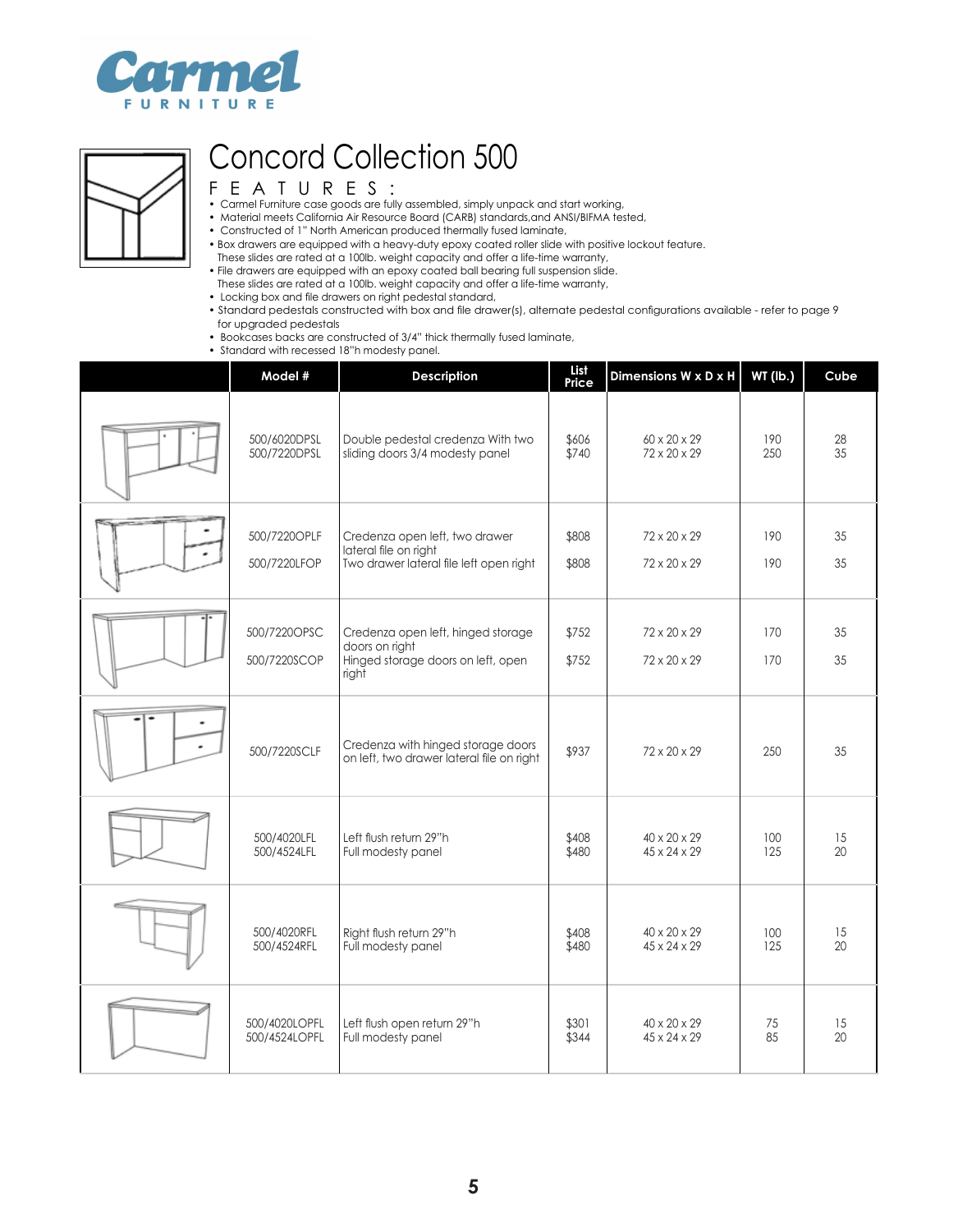Carmel FURNITURE

# Concord Collection 500

## FEATURES:

- Carmel Furniture case goods are fully assembled, simply unpack and start working,
- Material meets California Air Resource Board (CARB) standards,and ANSI/BIFMA tested,
- Constructed of 1" North American produced thermally fused laminate,
- Box drawers are equipped with a heavy-duty epoxy coated roller slide with positive lockout feature. These slides are rated at a 100lb. weight capacity and offer a life-time warranty,
- File drawers are equipped with an epoxy coated ball bearing full suspension slide. These slides are rated at a 100lb. weight capacity and offer a life-time warranty,
- Locking box and file drawers on right pedestal standard,
- Standard pedestals constructed with box and file drawer(s), alternate pedestal configurations available - refer to page 9 for upgraded pedestals
- Bookcases backs are constructed of 3/4" thick thermally fused laminate,
- Standard with recessed 18"h modesty panel.

| | Model # | Description | List Price | Dimensions W x D x H | WT (lb.) | Cube |
|---|---|---|---|---|---|---|
| | 500/6020DPSL<br>500/7220DPSL | Double pedestal credenza With two sliding doors 3/4 modesty panel | $606<br>$740 | 60 x 20 x 29<br>72 x 20 x 29 | 190<br>250 | 28<br>35 |
| | 500/7220OPLF<br>500/7220LFOP | Credenza open left, two drawer lateral file on right<br>Two drawer lateral file left open right | $808<br>$808 | 72 x 20 x 29<br>72 x 20 x 29 | 190<br>190 | 35<br>35 |
| | 500/7220OPSC<br>500/7220SCOP | Credenza open left, hinged storage doors on right<br>Hinged storage doors on left, open right | $752<br>$752 | 72 x 20 x 29<br>72 x 20 x 29 | 170<br>170 | 35<br>35 |
| | 500/7220SCLF | Credenza with hinged storage doors on left, two drawer lateral file on right | $937 | 72 x 20 x 29 | 250 | 35 |
| | 500/4020LFL<br>500/4524LFL | Left flush return 29"h<br>Full modesty panel | $408<br>$480 | 40 x 20 x 29<br>45 x 24 x 29 | 100<br>125 | 15<br>20 |
| | 500/4020RFL<br>500/4524RFL | Right flush return 29"h<br>Full modesty panel | $408<br>$480 | 40 x 20 x 29<br>45 x 24 x 29 | 100<br>125 | 15<br>20 |
| | 500/4020LOPFL<br>500/4524LOPFL | Left flush open return 29"h<br>Full modesty panel | $301<br>$344 | 40 x 20 x 29<br>45 x 24 x 29 | 75<br>85 | 15<br>20 |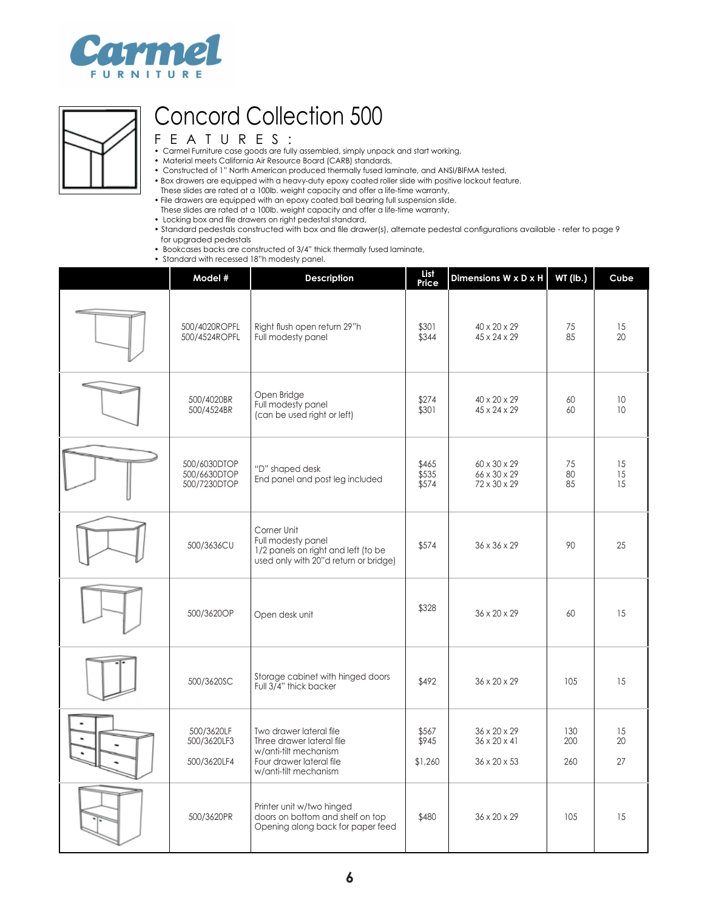Carmel FURNITURE

# Concord Collection 500

## FEATURES:

- Carmel Furniture case goods are fully assembled, simply unpack and start working,
- Material meets California Air Resource Board (CARB) standards,
- Constructed of 1" North American produced thermally fused laminate, and ANSI/BIFMA tested,
- Box drawers are equipped with a heavy-duty epoxy coated roller slide with positive lockout feature. These slides are rated at a 100lb. weight capacity and offer a life-time warranty,
- File drawers are equipped with an epoxy coated ball bearing full suspension slide. These slides are rated at a 100lb. weight capacity and offer a life-time warranty,
- Locking box and file drawers on right pedestal standard,
- Standard pedestals constructed with box and file drawer(s), alternate pedestal configurations available - refer to page 9 for upgraded pedestals
- Bookcases backs are constructed of 3/4" thick thermally fused laminate,
- Standard with recessed 18"h modesty panel.

| | Model # | Description | List Price | Dimensions W x D x H | WT (lb.) | Cube |
|---|---|---|---|---|---|---|
| | 500/4020ROPFL<br>500/4524ROPFL | Right flush open return 29"h<br>Full modesty panel | $301<br>$344 | 40 x 20 x 29<br>45 x 24 x 29 | 75<br>85 | 15<br>20 |
| | 500/4020BR<br>500/4524BR | Open Bridge<br>Full modesty panel<br>(can be used right or left) | $274<br>$301 | 40 x 20 x 29<br>45 x 24 x 29 | 60<br>60 | 10<br>10 |
| | 500/6030DTOP<br>500/6630DTOP<br>500/7230DTOP | "D" shaped desk<br>End panel and post leg included | $465<br>$535<br>$574 | 60 x 30 x 29<br>66 x 30 x 29<br>72 x 30 x 29 | 75<br>80<br>85 | 15<br>15<br>15 |
| | 500/3636CU | Corner Unit<br>Full modesty panel<br>1/2 panels on right and left (to be used only with 20"d return or bridge) | $574 | 36 x 36 x 29 | 90 | 25 |
| | 500/3620OP | Open desk unit | $328 | 36 x 20 x 29 | 60 | 15 |
| | 500/3620SC | Storage cabinet with hinged doors<br>Full 3/4" thick backer | $492 | 36 x 20 x 29 | 105 | 15 |
| | 500/3620LF<br>500/3620LF3<br>500/3620LF4 | Two drawer lateral file<br>Three drawer lateral file w/anti-tilt mechanism<br>Four drawer lateral file w/anti-tilt mechanism | $567<br>$945<br>$1,260 | 36 x 20 x 29<br>36 x 20 x 41<br>36 x 20 x 53 | 130<br>200<br>260 | 15<br>20<br>27 |
| | 500/3620PR | Printer unit w/two hinged doors on bottom and shelf on top<br>Opening along back for paper feed | $480 | 36 x 20 x 29 | 105 | 15 |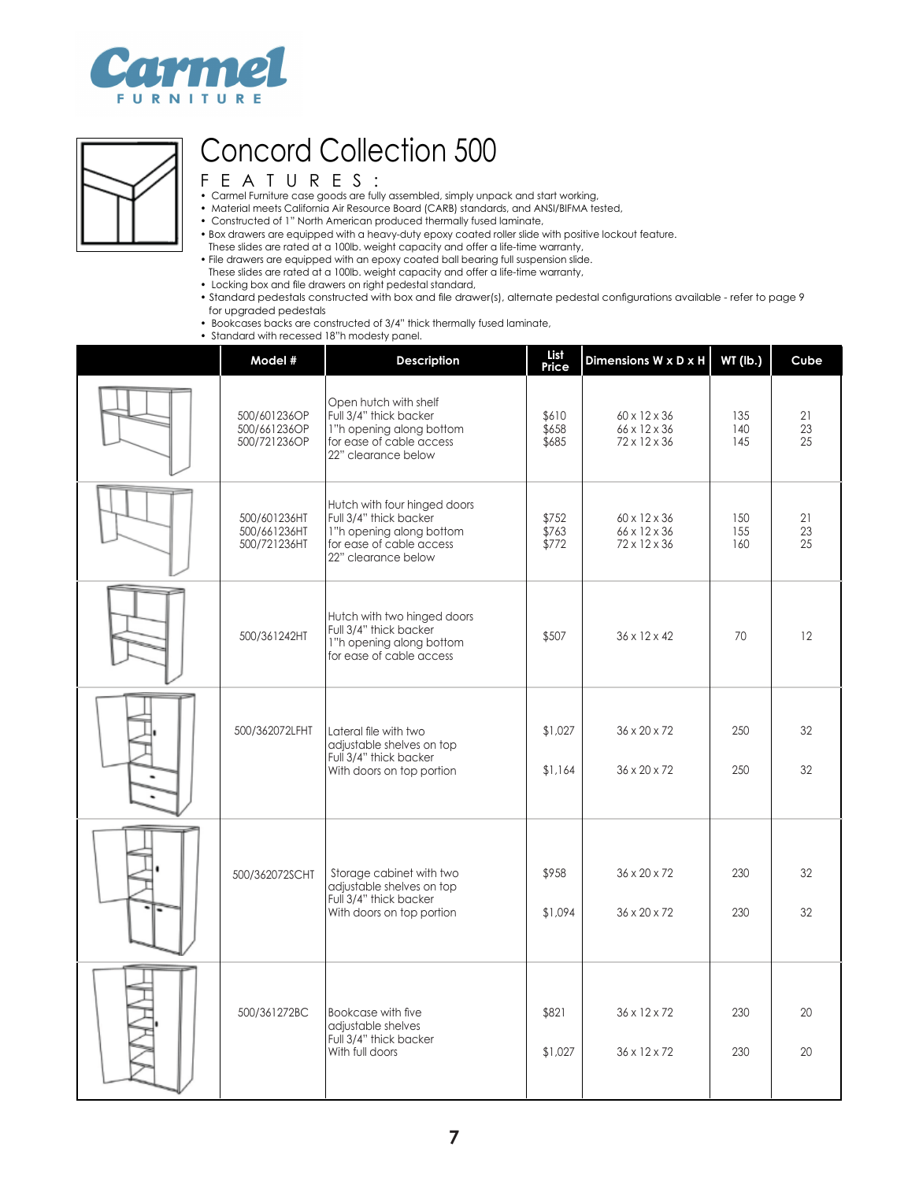# Concord Collection 500

## FEATURES:

- Carmel Furniture case goods are fully assembled, simply unpack and start working,
- Material meets California Air Resource Board (CARB) standards, and ANSI/BIFMA tested,
- Constructed of 1" North American produced thermally fused laminate,
- Box drawers are equipped with a heavy-duty epoxy coated roller slide with positive lockout feature. These slides are rated at a 100lb. weight capacity and offer a life-time warranty,
- File drawers are equipped with an epoxy coated ball bearing full suspension slide. These slides are rated at a 100lb. weight capacity and offer a life-time warranty,
- Locking box and file drawers on right pedestal standard,
- Standard pedestals constructed with box and file drawer(s), alternate pedestal configurations available - refer to page 9 for upgraded pedestals
- Bookcases backs are constructed of 3/4" thick thermally fused laminate,
- Standard with recessed 18"h modesty panel.

| | Model # | Description | List Price | Dimensions W x D x H | WT (lb.) | Cube |
|---|---|---|---|---|---|---|
| | 500/601236OP<br>500/661236OP<br>500/721236OP | Open hutch with shelf<br>Full 3/4" thick backer<br>1"h opening along bottom for ease of cable access<br>22" clearance below | $610<br>$658<br>$685 | 60 x 12 x 36<br>66 x 12 x 36<br>72 x 12 x 36 | 135<br>140<br>145 | 21<br>23<br>25 |
| | 500/601236HT<br>500/661236HT<br>500/721236HT | Hutch with four hinged doors<br>Full 3/4" thick backer<br>1"h opening along bottom for ease of cable access<br>22" clearance below | $752<br>$763<br>$772 | 60 x 12 x 36<br>66 x 12 x 36<br>72 x 12 x 36 | 150<br>155<br>160 | 21<br>23<br>25 |
| | 500/361242HT | Hutch with two hinged doors<br>Full 3/4" thick backer<br>1"h opening along bottom for ease of cable access | $507 | 36 x 12 x 42 | 70 | 12 |
| | 500/362072LFHT | Lateral file with two adjustable shelves on top<br>Full 3/4" thick backer<br>With doors on top portion | $1,027<br><br>$1,164 | 36 x 20 x 72<br><br>36 x 20 x 72 | 250<br><br>250 | 32<br><br>32 |
| | 500/362072SCHT | Storage cabinet with two adjustable shelves on top<br>Full 3/4" thick backer<br>With doors on top portion | $958<br><br>$1,094 | 36 x 20 x 72<br><br>36 x 20 x 72 | 230<br><br>230 | 32<br><br>32 |
| | 500/361272BC | Bookcase with five adjustable shelves<br>Full 3/4" thick backer<br>With full doors | $821<br><br>$1,027 | 36 x 12 x 72<br><br>36 x 12 x 72 | 230<br><br>230 | 20<br><br>20 |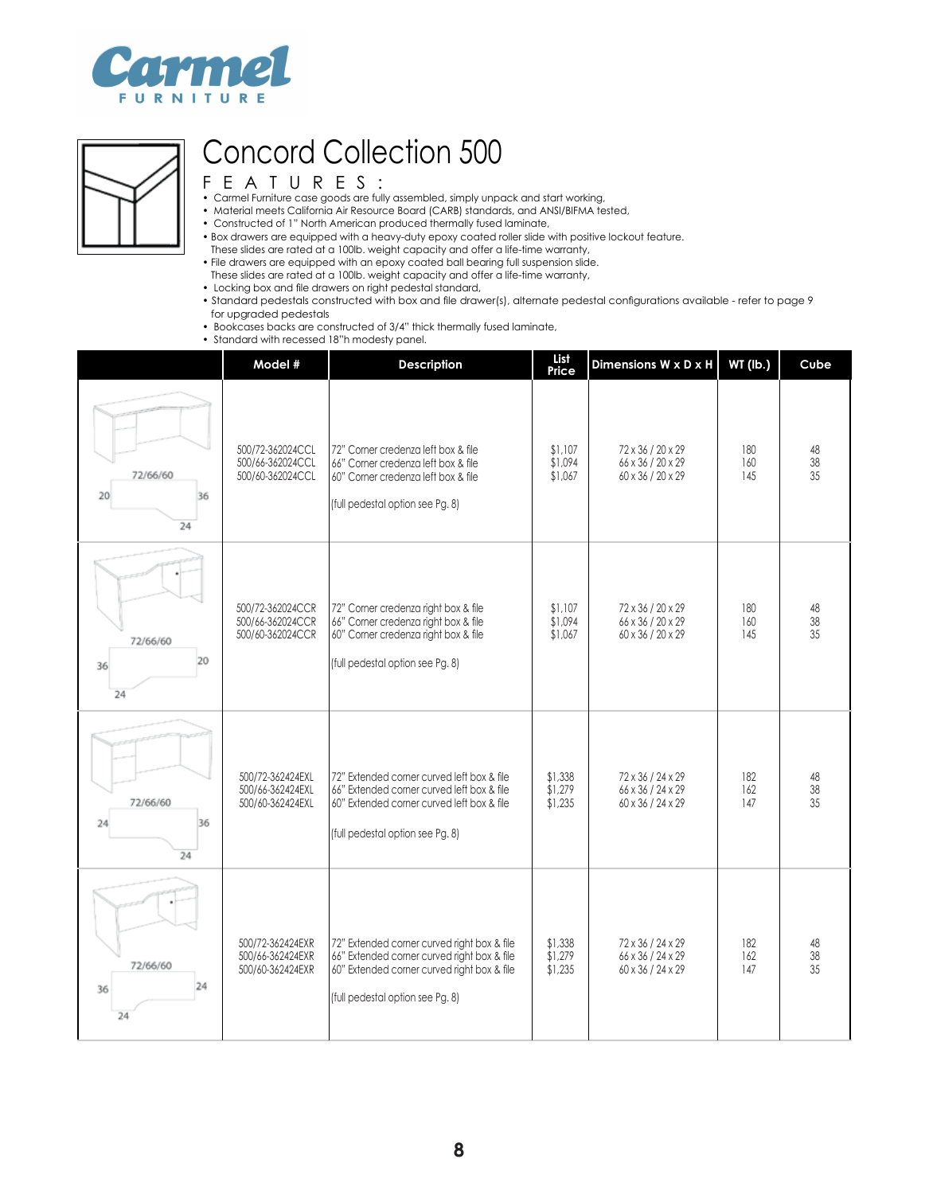# Concord Collection 500

## FEATURES:

- Carmel Furniture case goods are fully assembled, simply unpack and start working,
- Material meets California Air Resource Board (CARB) standards, and ANSI/BIFMA tested,
- Constructed of 1" North American produced thermally fused laminate,
- Box drawers are equipped with a heavy-duty epoxy coated roller slide with positive lockout feature. These slides are rated at a 100lb. weight capacity and offer a life-time warranty,
- File drawers are equipped with an epoxy coated ball bearing full suspension slide. These slides are rated at a 100lb. weight capacity and offer a life-time warranty,
- Locking box and file drawers on right pedestal standard,
- Standard pedestals constructed with box and file drawer(s), alternate pedestal configurations available - refer to page 9 for upgraded pedestals
- Bookcases backs are constructed of 3/4" thick thermally fused laminate,
- Standard with recessed 18"h modesty panel.

| | Model # | Description | List Price | Dimensions W x D x H | WT (lb.) | Cube |
|---|---|---|---|---|---|---|
| 72/66/60; 20; 36; 24 | 500/72-362024CCL<br>500/66-362024CCL<br>500/60-362024CCL | 72" Corner credenza left box & file<br>66" Corner credenza left box & file<br>60" Corner credenza left box & file<br><br>(full pedestal option see Pg. 8) | $1,107<br>$1,094<br>$1,067 | 72 x 36 / 20 x 29<br>66 x 36 / 20 x 29<br>60 x 36 / 20 x 29 | 180<br>160<br>145 | 48<br>38<br>35 |
| 72/66/60; 36; 20; 24 | 500/72-362024CCR<br>500/66-362024CCR<br>500/60-362024CCR | 72" Corner credenza right box & file<br>66" Corner credenza right box & file<br>60" Corner credenza right box & file<br><br>(full pedestal option see Pg. 8) | $1,107<br>$1,094<br>$1,067 | 72 x 36 / 20 x 29<br>66 x 36 / 20 x 29<br>60 x 36 / 20 x 29 | 180<br>160<br>145 | 48<br>38<br>35 |
| 72/66/60; 24; 36; 24 | 500/72-362424EXL<br>500/66-362424EXL<br>500/60-362424EXL | 72" Extended corner curved left box & file<br>66" Extended corner curved left box & file<br>60" Extended corner curved left box & file<br><br>(full pedestal option see Pg. 8) | $1,338<br>$1,279<br>$1,235 | 72 x 36 / 24 x 29<br>66 x 36 / 24 x 29<br>60 x 36 / 24 x 29 | 182<br>162<br>147 | 48<br>38<br>35 |
| 72/66/60; 36; 24; 24 | 500/72-362424EXR<br>500/66-362424EXR<br>500/60-362424EXR | 72" Extended corner curved right box & file<br>66" Extended corner curved right box & file<br>60" Extended corner curved right box & file<br><br>(full pedestal option see Pg. 8) | $1,338<br>$1,279<br>$1,235 | 72 x 36 / 24 x 29<br>66 x 36 / 24 x 29<br>60 x 36 / 24 x 29 | 182<br>162<br>147 | 48<br>38<br>35 |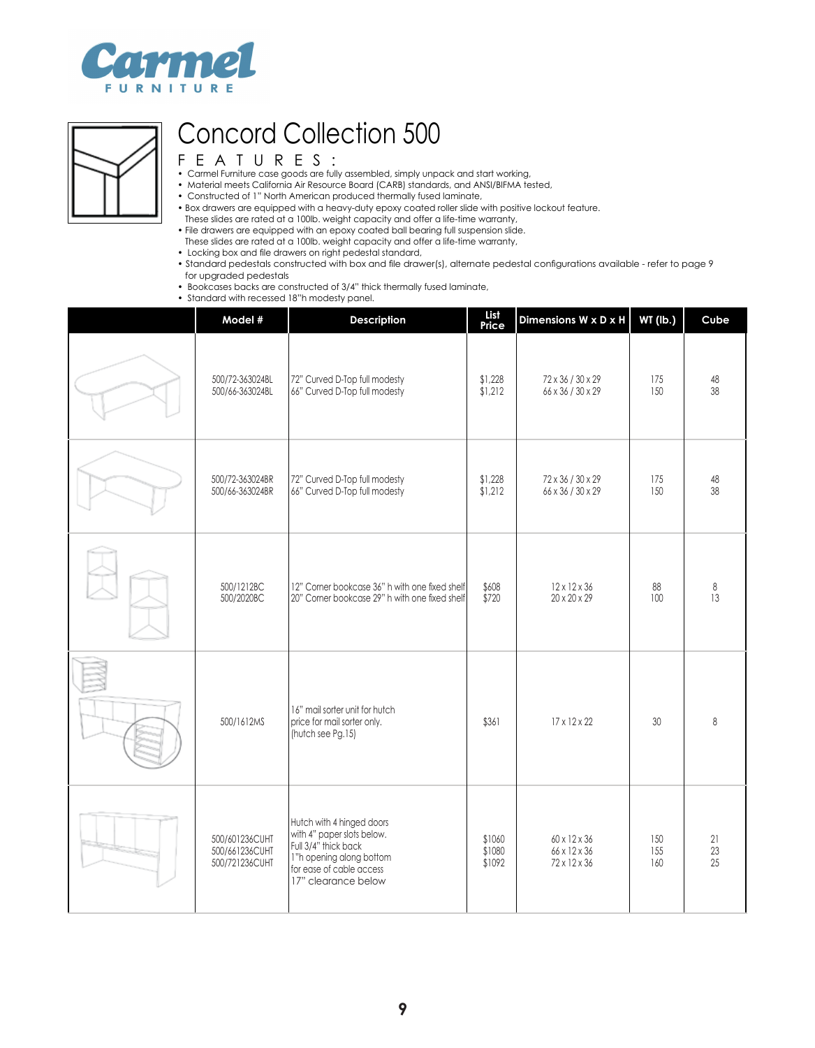Carmel

FURNITURE

# Concord Collection 500

## FEATURES:

- Carmel Furniture case goods are fully assembled, simply unpack and start working,
- Material meets California Air Resource Board (CARB) standards, and ANSI/BIFMA tested,
- Constructed of 1" North American produced thermally fused laminate,
- Box drawers are equipped with a heavy-duty epoxy coated roller slide with positive lockout feature. These slides are rated at a 100lb. weight capacity and offer a life-time warranty,
- File drawers are equipped with an epoxy coated ball bearing full suspension slide. These slides are rated at a 100lb. weight capacity and offer a life-time warranty,
- Locking box and file drawers on right pedestal standard,
- Standard pedestals constructed with box and file drawer(s), alternate pedestal configurations available - refer to page 9 for upgraded pedestals
- Bookcases backs are constructed of 3/4" thick thermally fused laminate,
- Standard with recessed 18"h modesty panel.

| | Model # | Description | List Price | Dimensions W x D x H | WT (lb.) | Cube |
|---|---|---|---|---|---|---|
| | 500/72-363024BL<br>500/66-363024BL | 72" Curved D-Top full modesty<br>66" Curved D-Top full modesty | $1,228<br>$1,212 | 72 x 36 / 30 x 29<br>66 x 36 / 30 x 29 | 175<br>150 | 48<br>38 |
| | 500/72-363024BR<br>500/66-363024BR | 72" Curved D-Top full modesty<br>66" Curved D-Top full modesty | $1,228<br>$1,212 | 72 x 36 / 30 x 29<br>66 x 36 / 30 x 29 | 175<br>150 | 48<br>38 |
| | 500/1212BC<br>500/2020BC | 12" Corner bookcase 36" h with one fixed shelf<br>20" Corner bookcase 29" h with one fixed shelf | $608<br>$720 | 12 x 12 x 36<br>20 x 20 x 29 | 88<br>100 | 8<br>13 |
| | 500/1612MS | 16" mail sorter unit for hutch price for mail sorter only. (hutch see Pg.15) | $361 | 17 x 12 x 22 | 30 | 8 |
| | 500/601236CUHT<br>500/661236CUHT<br>500/721236CUHT | Hutch with 4 hinged doors with 4" paper slots below. Full 3/4" thick back 1"h opening along bottom for ease of cable access 17" clearance below | $1060<br>$1080<br>$1092 | 60 x 12 x 36<br>66 x 12 x 36<br>72 x 12 x 36 | 150<br>155<br>160 | 21<br>23<br>25 |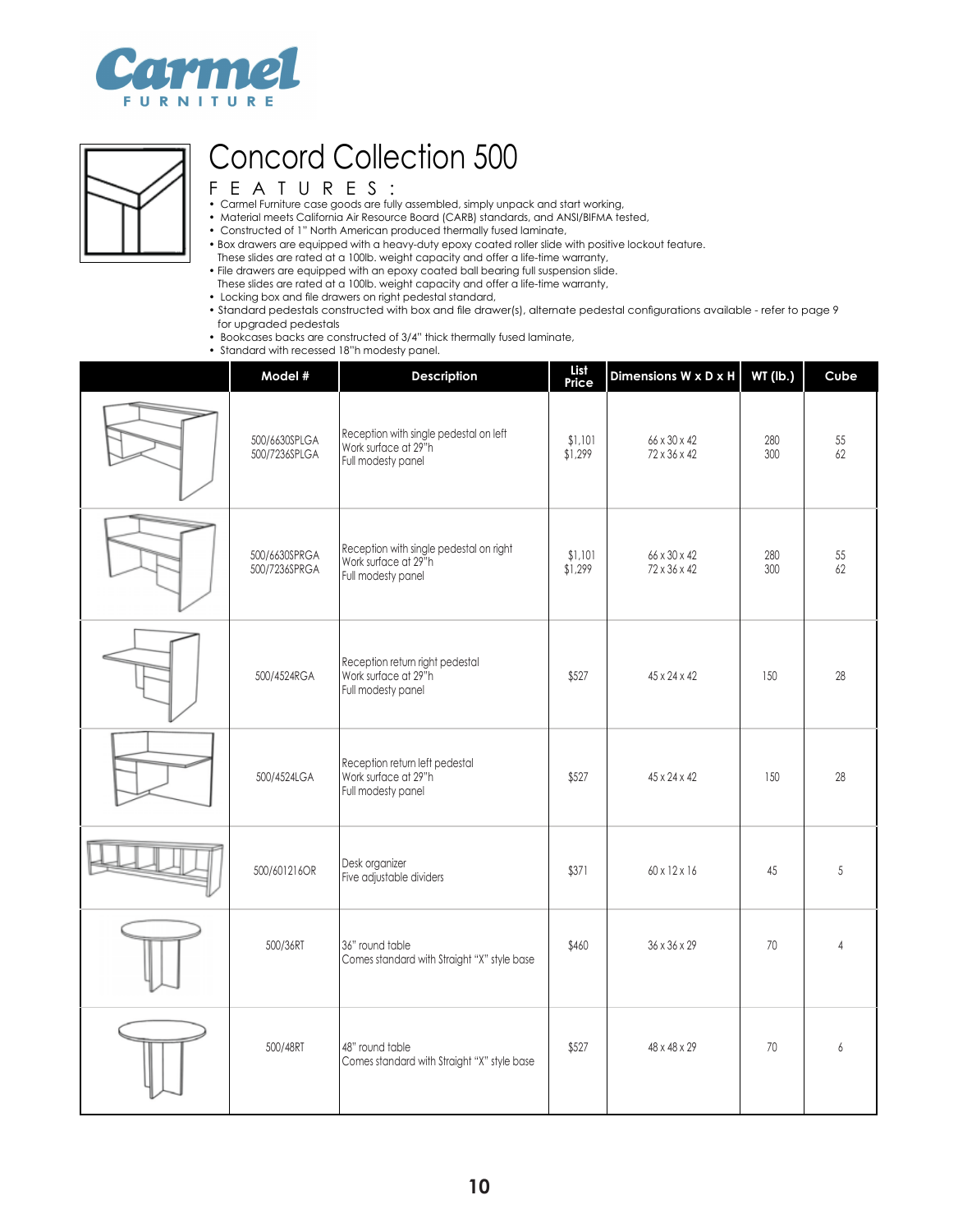Carmel FURNITURE

# Concord Collection 500

## FEATURES:

- Carmel Furniture case goods are fully assembled, simply unpack and start working,
- Material meets California Air Resource Board (CARB) standards, and ANSI/BIFMA tested,
- Constructed of 1" North American produced thermally fused laminate,
- Box drawers are equipped with a heavy-duty epoxy coated roller slide with positive lockout feature. These slides are rated at a 100lb. weight capacity and offer a life-time warranty,
- File drawers are equipped with an epoxy coated ball bearing full suspension slide. These slides are rated at a 100lb. weight capacity and offer a life-time warranty,
- Locking box and file drawers on right pedestal standard,
- Standard pedestals constructed with box and file drawer(s), alternate pedestal configurations available - refer to page 9 for upgraded pedestals
- Bookcases backs are constructed of 3/4" thick thermally fused laminate,
- Standard with recessed 18"h modesty panel.

| | Model # | Description | List Price | Dimensions W x D x H | WT (lb.) | Cube |
|---|---|---|---|---|---|---|
| | 500/6630SPLGA<br>500/7236SPLGA | Reception with single pedestal on left<br>Work surface at 29"h<br>Full modesty panel | $1,101<br>$1,299 | 66 x 30 x 42<br>72 x 36 x 42 | 280<br>300 | 55<br>62 |
| | 500/6630SPRGA<br>500/7236SPRGA | Reception with single pedestal on right<br>Work surface at 29"h<br>Full modesty panel | $1,101<br>$1,299 | 66 x 30 x 42<br>72 x 36 x 42 | 280<br>300 | 55<br>62 |
| | 500/4524RGA | Reception return right pedestal<br>Work surface at 29"h<br>Full modesty panel | $527 | 45 x 24 x 42 | 150 | 28 |
| | 500/4524LGA | Reception return left pedestal<br>Work surface at 29"h<br>Full modesty panel | $527 | 45 x 24 x 42 | 150 | 28 |
| | 500/601216OR | Desk organizer<br>Five adjustable dividers | $371 | 60 x 12 x 16 | 45 | 5 |
| | 500/36RT | 36" round table<br>Comes standard with Straight "X" style base | $460 | 36 x 36 x 29 | 70 | 4 |
| | 500/48RT | 48" round table<br>Comes standard with Straight "X" style base | $527 | 48 x 48 x 29 | 70 | 6 |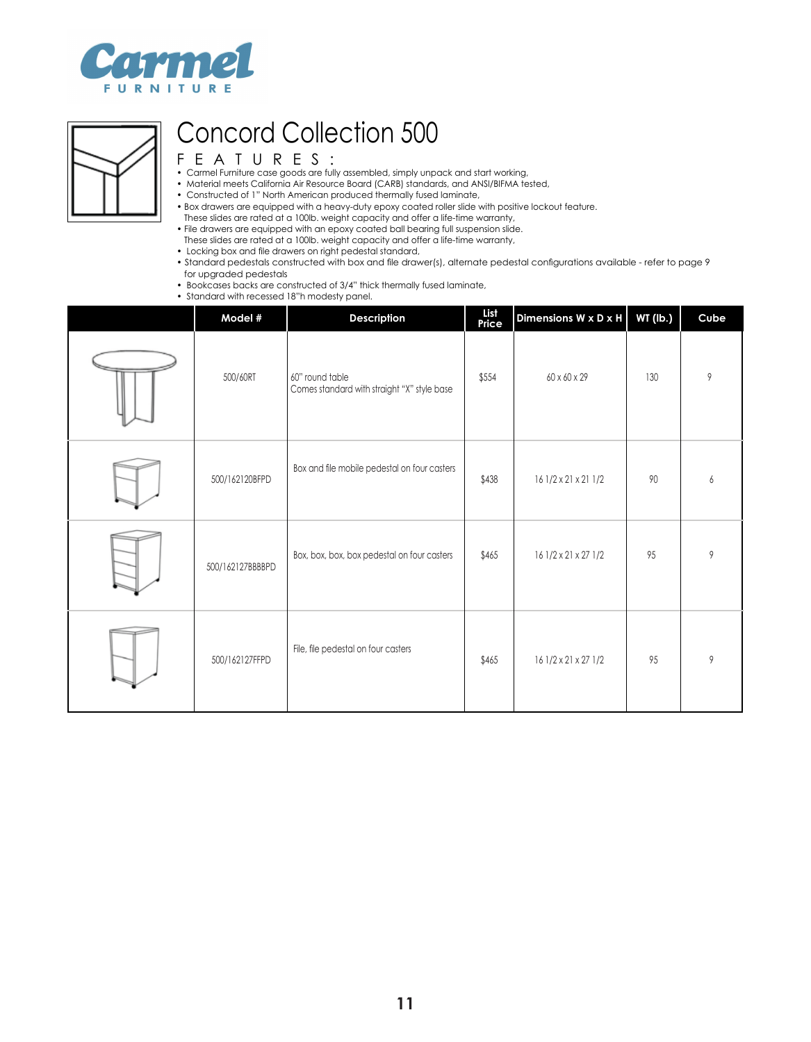Carmel FURNITURE

# Concord Collection 500

## FEATURES:

- Carmel Furniture case goods are fully assembled, simply unpack and start working,
- Material meets California Air Resource Board (CARB) standards, and ANSI/BIFMA tested,
- Constructed of 1" North American produced thermally fused laminate,
- Box drawers are equipped with a heavy-duty epoxy coated roller slide with positive lockout feature. These slides are rated at a 100lb. weight capacity and offer a life-time warranty,
- File drawers are equipped with an epoxy coated ball bearing full suspension slide. These slides are rated at a 100lb. weight capacity and offer a life-time warranty,
- Locking box and file drawers on right pedestal standard,
- Standard pedestals constructed with box and file drawer(s), alternate pedestal configurations available - refer to page 9 for upgraded pedestals
- Bookcases backs are constructed of 3/4" thick thermally fused laminate,
- Standard with recessed 18"h modesty panel.

| | Model # | Description | List Price | Dimensions W x D x H | WT (lb.) | Cube |
|---|---|---|---|---|---|---|
| | 500/60RT | 60" round table<br>Comes standard with straight "X" style base | $554 | 60 x 60 x 29 | 130 | 9 |
| | 500/162120BFPD | Box and file mobile pedestal on four casters | $438 | 16 1/2 x 21 x 21 1/2 | 90 | 6 |
| | 500/162127BBBBPD | Box, box, box, box pedestal on four casters | $465 | 16 1/2 x 21 x 27 1/2 | 95 | 9 |
| | 500/162127FFPD | File, file pedestal on four casters | $465 | 16 1/2 x 21 x 27 1/2 | 95 | 9 |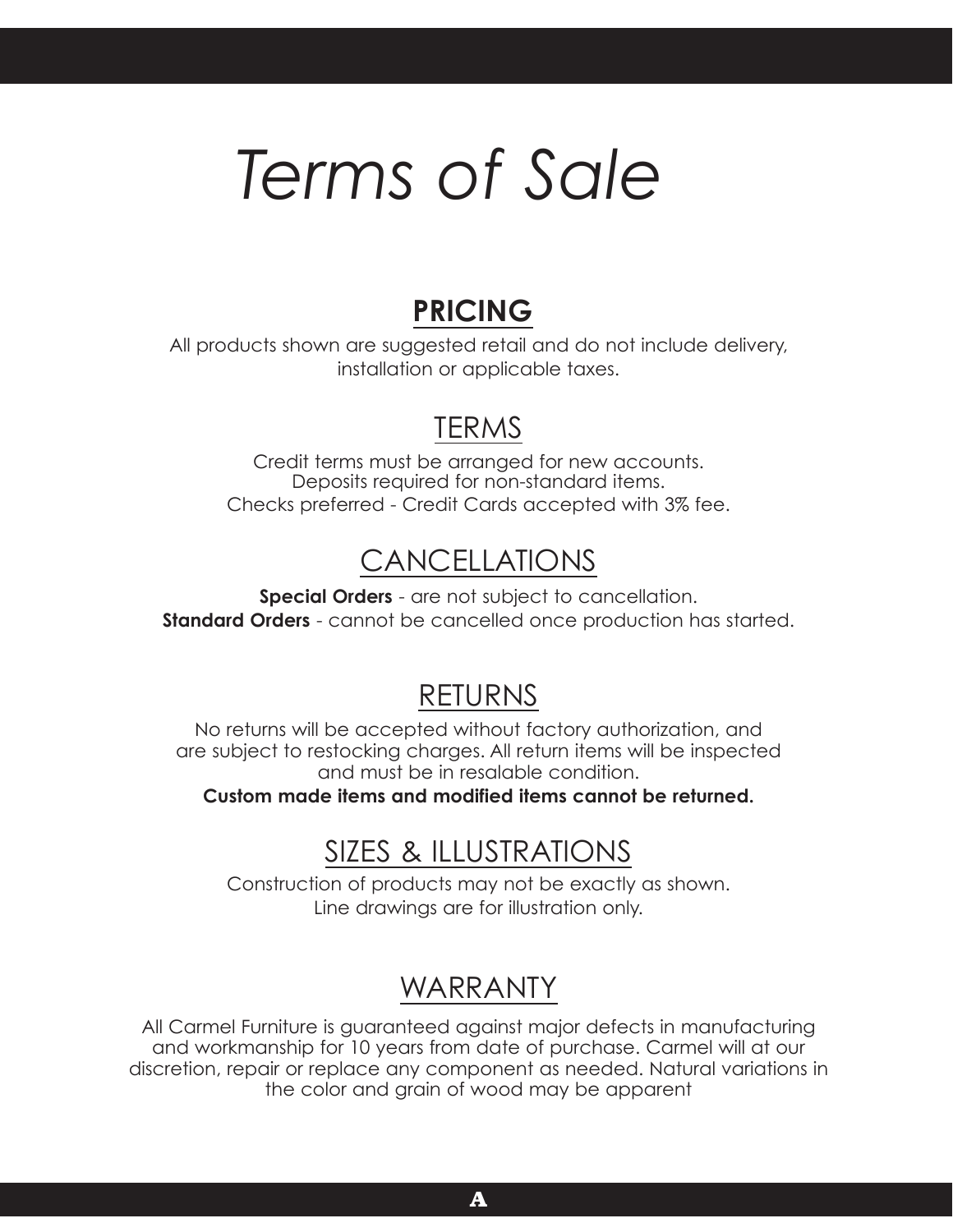# *Terms of Sale*

## PRICING

All products shown are suggested retail and do not include delivery, installation or applicable taxes.

## TERMS

Credit terms must be arranged for new accounts.
Deposits required for non-standard items.
Checks preferred - Credit Cards accepted with 3% fee.

## CANCELLATIONS

**Special Orders** - are not subject to cancellation.
**Standard Orders** - cannot be cancelled once production has started.

## RETURNS

No returns will be accepted without factory authorization, and are subject to restocking charges. All return items will be inspected and must be in resalable condition.

**Custom made items and modified items cannot be returned.**

## SIZES & ILLUSTRATIONS

Construction of products may not be exactly as shown.
Line drawings are for illustration only.

## WARRANTY

All Carmel Furniture is guaranteed against major defects in manufacturing and workmanship for 10 years from date of purchase. Carmel will at our discretion, repair or replace any component as needed. Natural variations in the color and grain of wood may be apparent